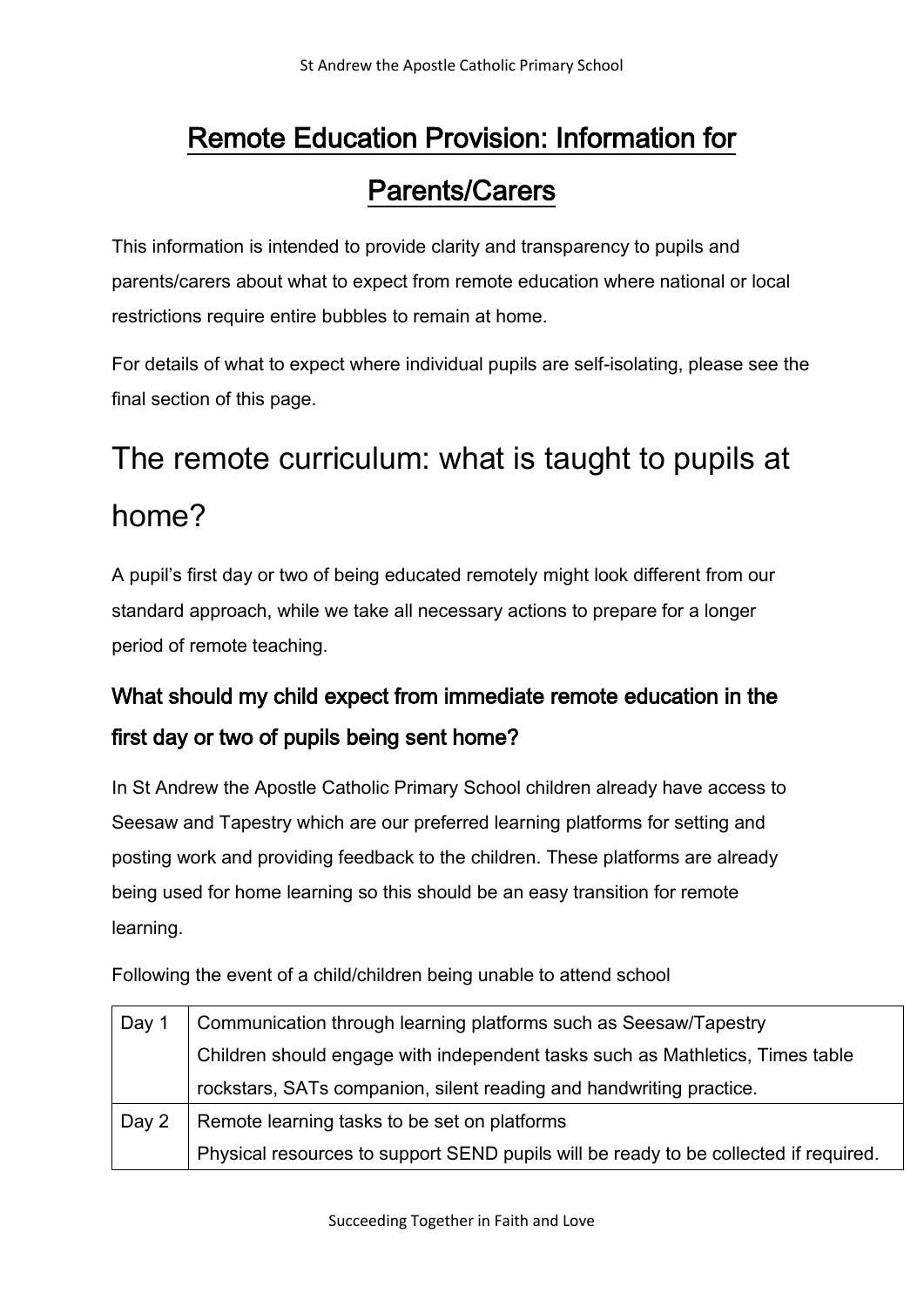# Remote Education Provision: Information for Parents/Carers

This information is intended to provide clarity and transparency to pupils and parents/carers about what to expect from remote education where national or local restrictions require entire bubbles to remain at home.

For details of what to expect where individual pupils are self-isolating, please see the final section of this page.

## The remote curriculum: what is taught to pupils at home?

A pupil's first day or two of being educated remotely might look different from our standard approach, while we take all necessary actions to prepare for a longer period of remote teaching.

### What should my child expect from immediate remote education in the first day or two of pupils being sent home?

In St Andrew the Apostle Catholic Primary School children already have access to Seesaw and Tapestry which are our preferred learning platforms for setting and posting work and providing feedback to the children. These platforms are already being used for home learning so this should be an easy transition for remote learning.

Following the event of a child/children being unable to attend school

| | |
|---|---|
| Day 1 | Communication through learning platforms such as Seesaw/Tapestry<br>Children should engage with independent tasks such as Mathletics, Times table rockstars, SATs companion, silent reading and handwriting practice. |
| Day 2 | Remote learning tasks to be set on platforms<br>Physical resources to support SEND pupils will be ready to be collected if required. |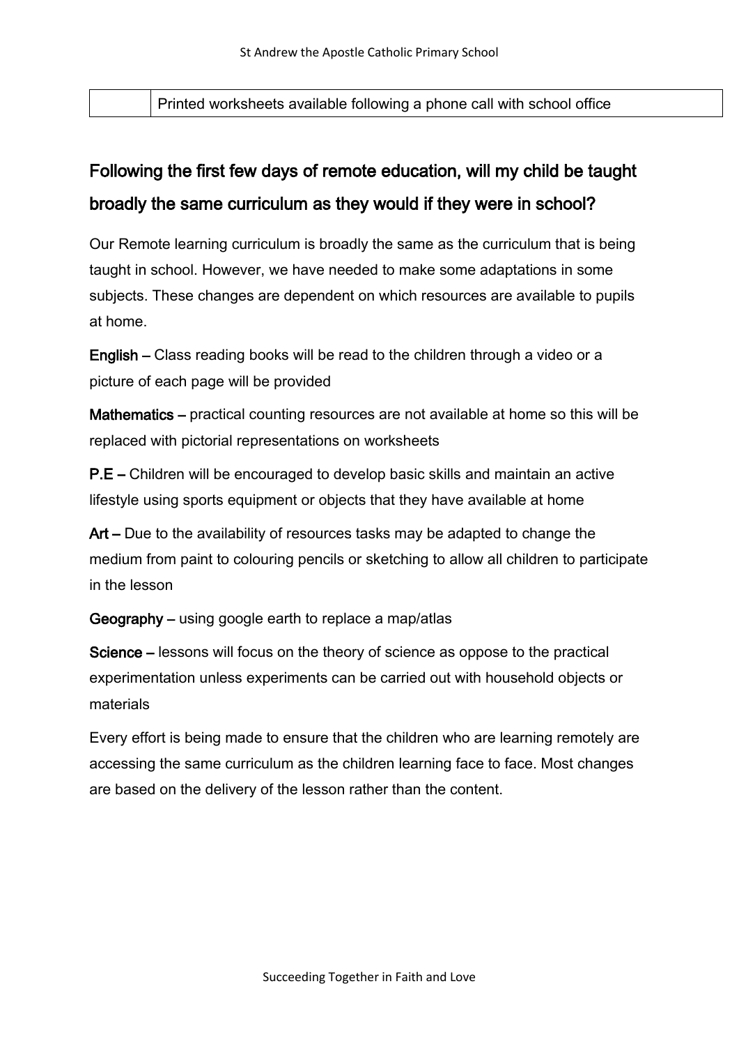| | |
|---|---|
| | Printed worksheets available following a phone call with school office |

## Following the first few days of remote education, will my child be taught broadly the same curriculum as they would if they were in school?

Our Remote learning curriculum is broadly the same as the curriculum that is being taught in school. However, we have needed to make some adaptations in some subjects. These changes are dependent on which resources are available to pupils at home.

**English** – Class reading books will be read to the children through a video or a picture of each page will be provided

**Mathematics** – practical counting resources are not available at home so this will be replaced with pictorial representations on worksheets

**P.E** – Children will be encouraged to develop basic skills and maintain an active lifestyle using sports equipment or objects that they have available at home

**Art** – Due to the availability of resources tasks may be adapted to change the medium from paint to colouring pencils or sketching to allow all children to participate in the lesson

**Geography** – using google earth to replace a map/atlas

**Science** – lessons will focus on the theory of science as oppose to the practical experimentation unless experiments can be carried out with household objects or materials

Every effort is being made to ensure that the children who are learning remotely are accessing the same curriculum as the children learning face to face. Most changes are based on the delivery of the lesson rather than the content.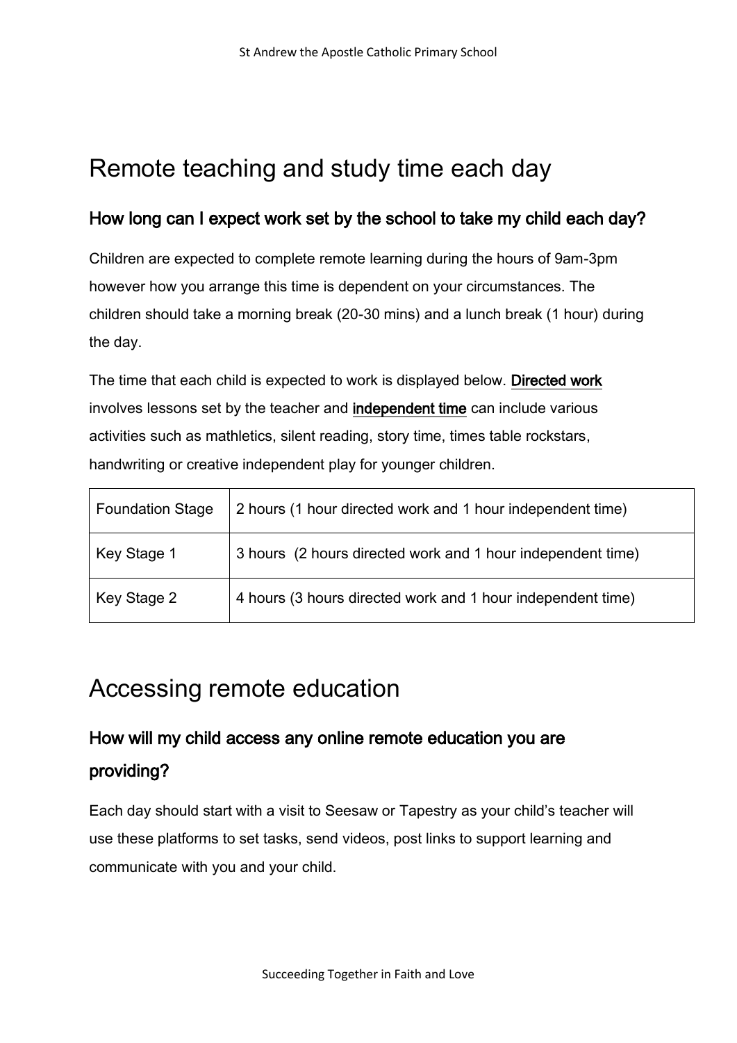# Remote teaching and study time each day

## How long can I expect work set by the school to take my child each day?

Children are expected to complete remote learning during the hours of 9am-3pm however how you arrange this time is dependent on your circumstances. The children should take a morning break (20-30 mins) and a lunch break (1 hour) during the day.

The time that each child is expected to work is displayed below. Directed work involves lessons set by the teacher and independent time can include various activities such as mathletics, silent reading, story time, times table rockstars, handwriting or creative independent play for younger children.

| Foundation Stage | 2 hours (1 hour directed work and 1 hour independent time) |
|---|---|
| Key Stage 1 | 3 hours (2 hours directed work and 1 hour independent time) |
| Key Stage 2 | 4 hours (3 hours directed work and 1 hour independent time) |

# Accessing remote education

## How will my child access any online remote education you are providing?

Each day should start with a visit to Seesaw or Tapestry as your child's teacher will use these platforms to set tasks, send videos, post links to support learning and communicate with you and your child.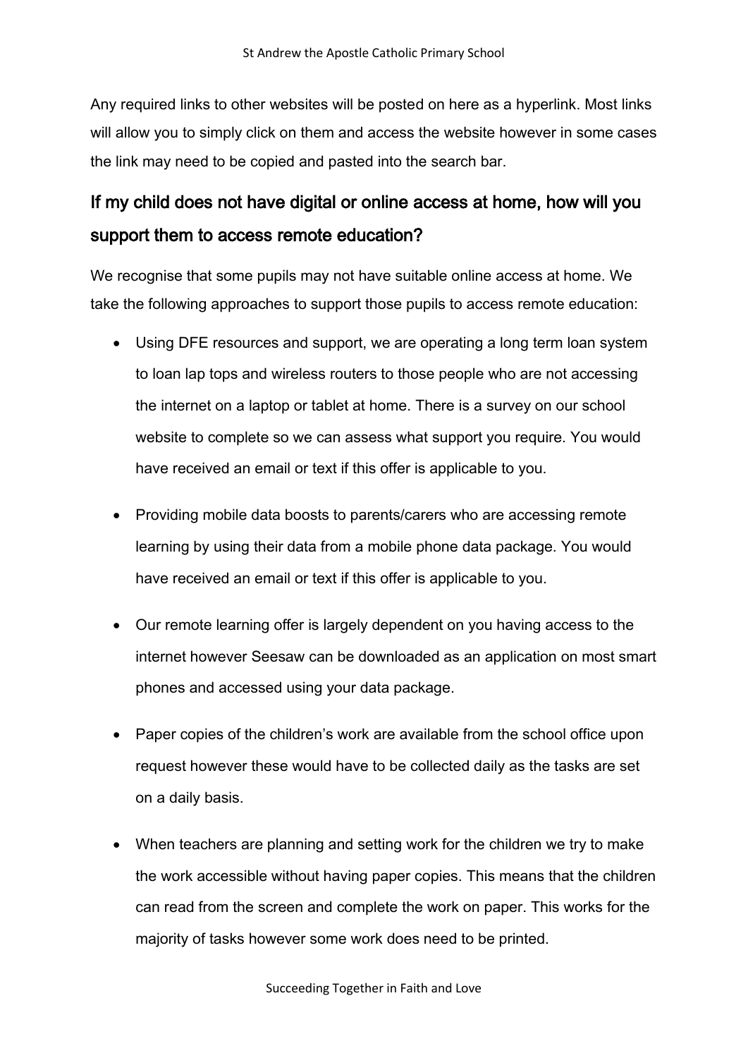Any required links to other websites will be posted on here as a hyperlink. Most links will allow you to simply click on them and access the website however in some cases the link may need to be copied and pasted into the search bar.

## If my child does not have digital or online access at home, how will you support them to access remote education?

We recognise that some pupils may not have suitable online access at home. We take the following approaches to support those pupils to access remote education:

- Using DFE resources and support, we are operating a long term loan system to loan lap tops and wireless routers to those people who are not accessing the internet on a laptop or tablet at home. There is a survey on our school website to complete so we can assess what support you require. You would have received an email or text if this offer is applicable to you.

- Providing mobile data boosts to parents/carers who are accessing remote learning by using their data from a mobile phone data package. You would have received an email or text if this offer is applicable to you.

- Our remote learning offer is largely dependent on you having access to the internet however Seesaw can be downloaded as an application on most smart phones and accessed using your data package.

- Paper copies of the children's work are available from the school office upon request however these would have to be collected daily as the tasks are set on a daily basis.

- When teachers are planning and setting work for the children we try to make the work accessible without having paper copies. This means that the children can read from the screen and complete the work on paper. This works for the majority of tasks however some work does need to be printed.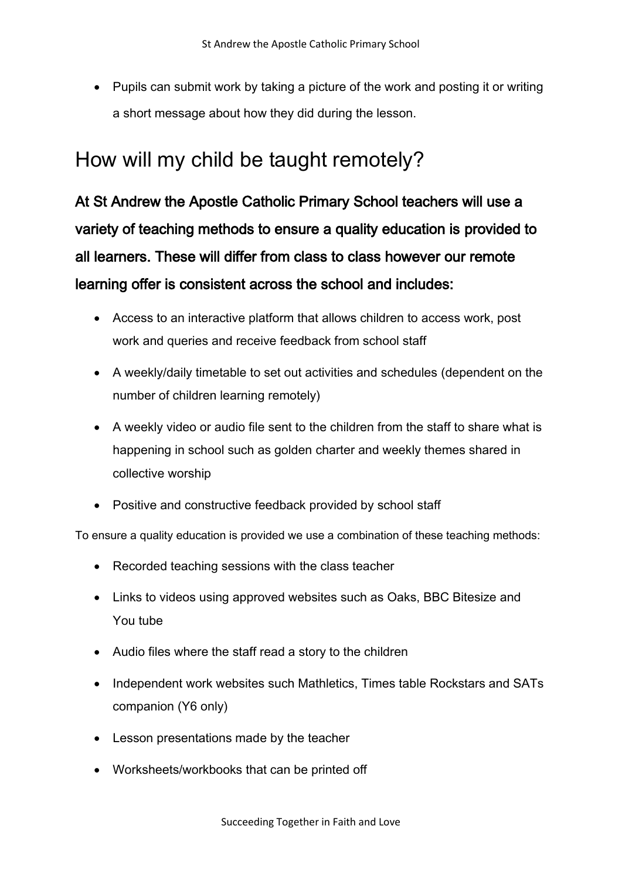- Pupils can submit work by taking a picture of the work and posting it or writing a short message about how they did during the lesson.

## How will my child be taught remotely?

**At St Andrew the Apostle Catholic Primary School teachers will use a variety of teaching methods to ensure a quality education is provided to all learners. These will differ from class to class however our remote learning offer is consistent across the school and includes:**

- Access to an interactive platform that allows children to access work, post work and queries and receive feedback from school staff
- A weekly/daily timetable to set out activities and schedules (dependent on the number of children learning remotely)
- A weekly video or audio file sent to the children from the staff to share what is happening in school such as golden charter and weekly themes shared in collective worship
- Positive and constructive feedback provided by school staff

To ensure a quality education is provided we use a combination of these teaching methods:

- Recorded teaching sessions with the class teacher
- Links to videos using approved websites such as Oaks, BBC Bitesize and You tube
- Audio files where the staff read a story to the children
- Independent work websites such Mathletics, Times table Rockstars and SATs companion (Y6 only)
- Lesson presentations made by the teacher
- Worksheets/workbooks that can be printed off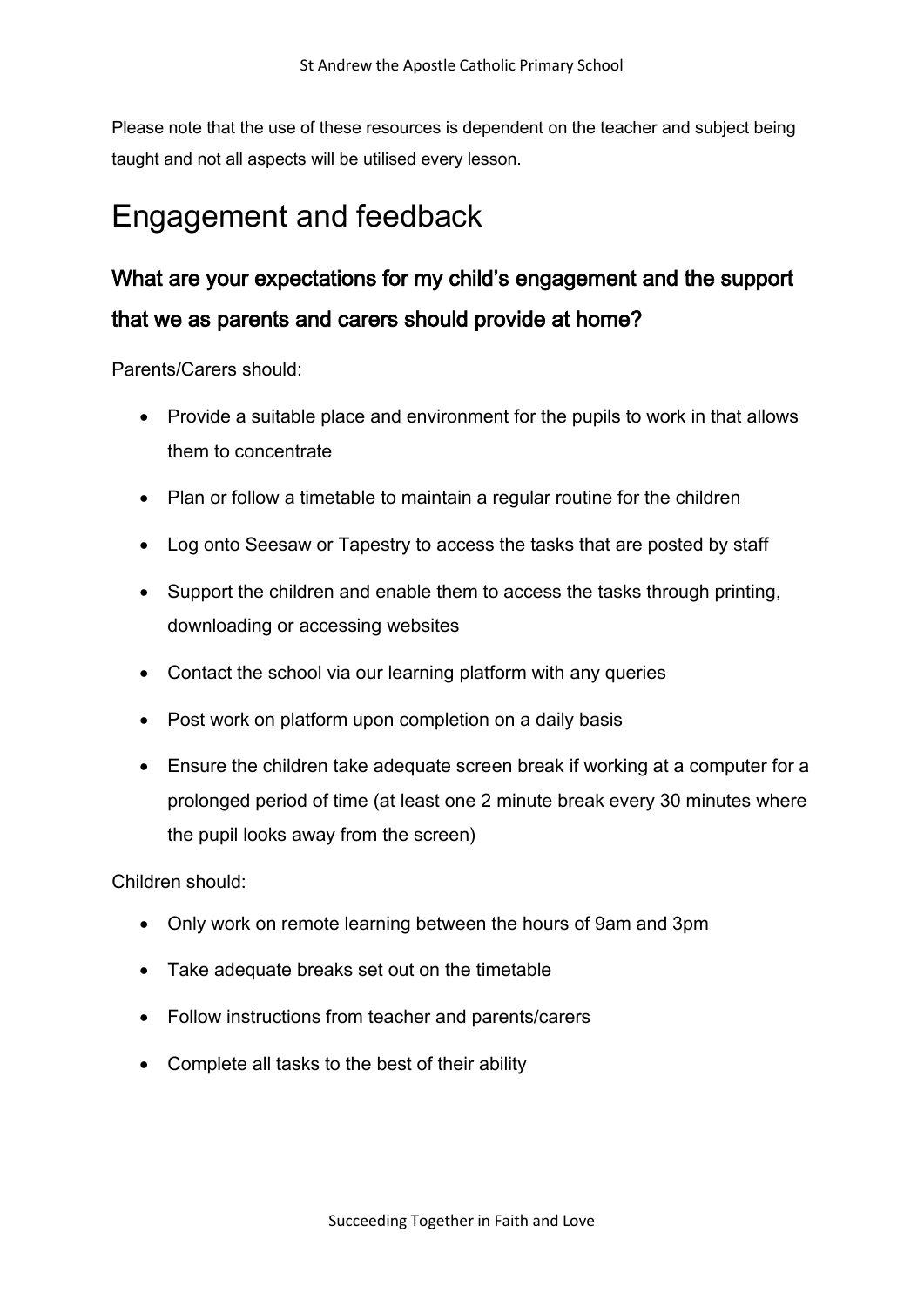Please note that the use of these resources is dependent on the teacher and subject being taught and not all aspects will be utilised every lesson.

# Engagement and feedback

## What are your expectations for my child's engagement and the support that we as parents and carers should provide at home?

Parents/Carers should:

- Provide a suitable place and environment for the pupils to work in that allows them to concentrate
- Plan or follow a timetable to maintain a regular routine for the children
- Log onto Seesaw or Tapestry to access the tasks that are posted by staff
- Support the children and enable them to access the tasks through printing, downloading or accessing websites
- Contact the school via our learning platform with any queries
- Post work on platform upon completion on a daily basis
- Ensure the children take adequate screen break if working at a computer for a prolonged period of time (at least one 2 minute break every 30 minutes where the pupil looks away from the screen)

Children should:

- Only work on remote learning between the hours of 9am and 3pm
- Take adequate breaks set out on the timetable
- Follow instructions from teacher and parents/carers
- Complete all tasks to the best of their ability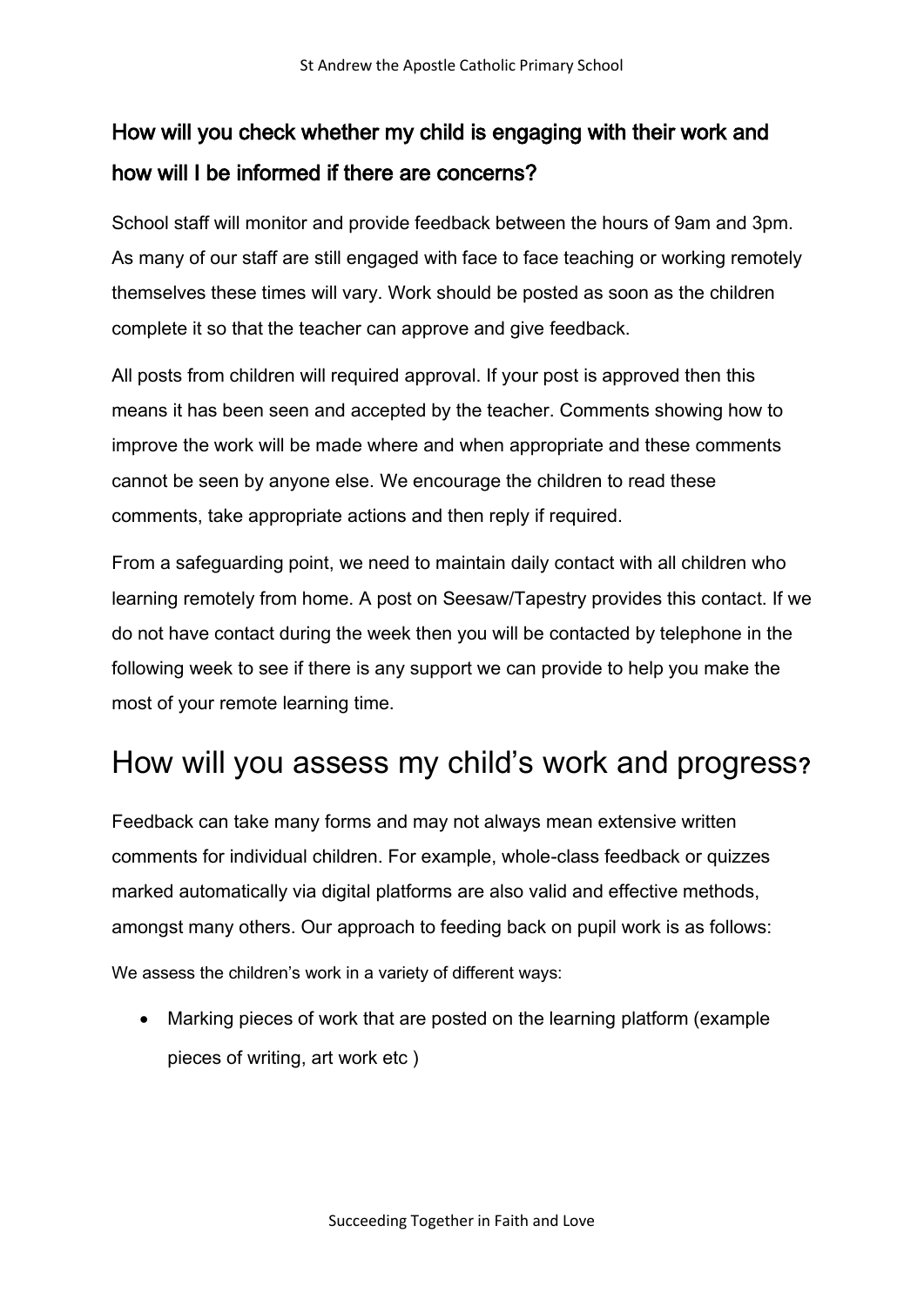## How will you check whether my child is engaging with their work and how will I be informed if there are concerns?

School staff will monitor and provide feedback between the hours of 9am and 3pm. As many of our staff are still engaged with face to face teaching or working remotely themselves these times will vary. Work should be posted as soon as the children complete it so that the teacher can approve and give feedback.

All posts from children will required approval. If your post is approved then this means it has been seen and accepted by the teacher. Comments showing how to improve the work will be made where and when appropriate and these comments cannot be seen by anyone else. We encourage the children to read these comments, take appropriate actions and then reply if required.

From a safeguarding point, we need to maintain daily contact with all children who learning remotely from home. A post on Seesaw/Tapestry provides this contact. If we do not have contact during the week then you will be contacted by telephone in the following week to see if there is any support we can provide to help you make the most of your remote learning time.

# How will you assess my child's work and progress?

Feedback can take many forms and may not always mean extensive written comments for individual children. For example, whole-class feedback or quizzes marked automatically via digital platforms are also valid and effective methods, amongst many others. Our approach to feeding back on pupil work is as follows:

We assess the children's work in a variety of different ways:

- Marking pieces of work that are posted on the learning platform (example pieces of writing, art work etc )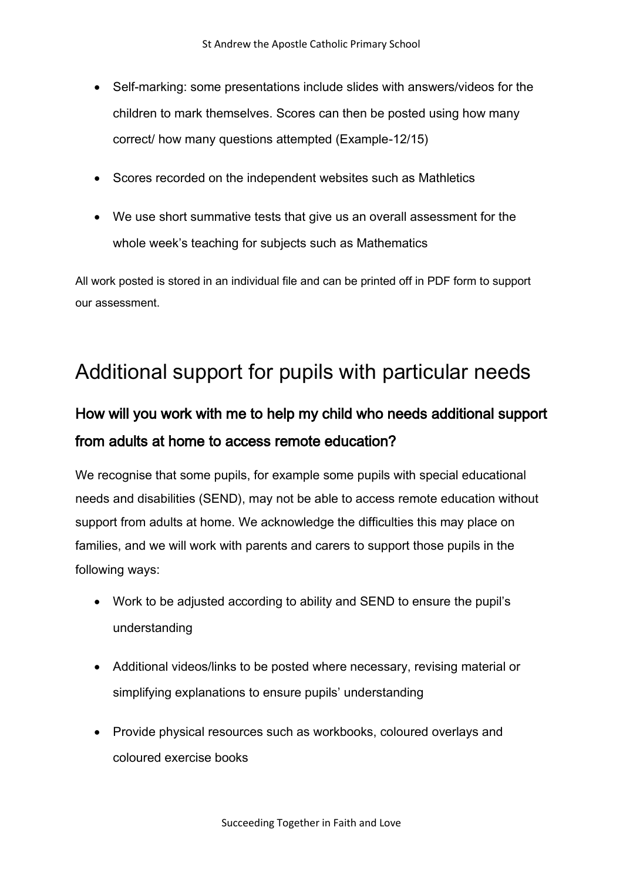- Self-marking: some presentations include slides with answers/videos for the children to mark themselves. Scores can then be posted using how many correct/ how many questions attempted (Example-12/15)

- Scores recorded on the independent websites such as Mathletics

- We use short summative tests that give us an overall assessment for the whole week's teaching for subjects such as Mathematics

All work posted is stored in an individual file and can be printed off in PDF form to support our assessment.

# Additional support for pupils with particular needs

## How will you work with me to help my child who needs additional support from adults at home to access remote education?

We recognise that some pupils, for example some pupils with special educational needs and disabilities (SEND), may not be able to access remote education without support from adults at home. We acknowledge the difficulties this may place on families, and we will work with parents and carers to support those pupils in the following ways:

- Work to be adjusted according to ability and SEND to ensure the pupil's understanding

- Additional videos/links to be posted where necessary, revising material or simplifying explanations to ensure pupils' understanding

- Provide physical resources such as workbooks, coloured overlays and coloured exercise books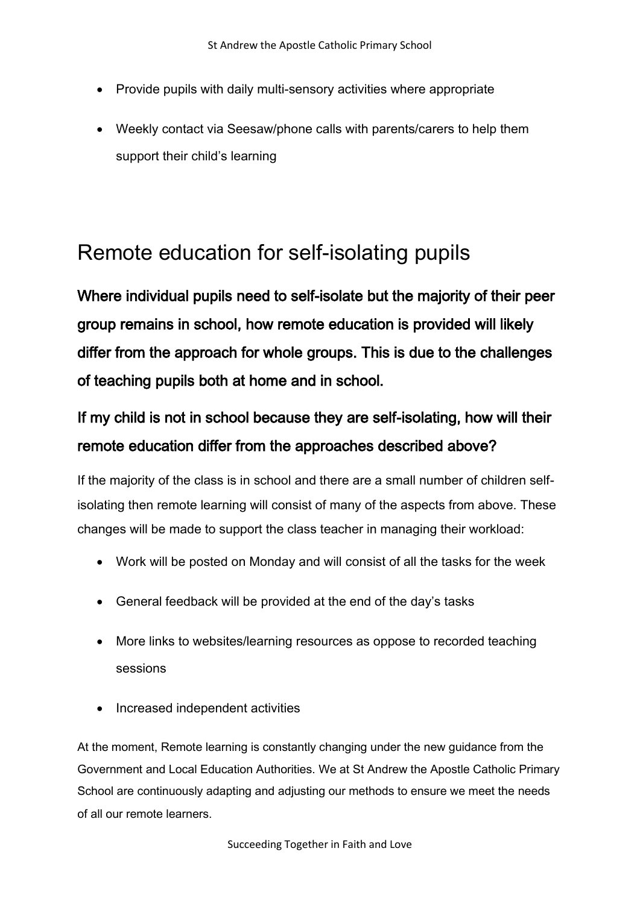- Provide pupils with daily multi-sensory activities where appropriate
- Weekly contact via Seesaw/phone calls with parents/carers to help them support their child's learning

# Remote education for self-isolating pupils

**Where individual pupils need to self-isolate but the majority of their peer group remains in school, how remote education is provided will likely differ from the approach for whole groups. This is due to the challenges of teaching pupils both at home and in school.**

## If my child is not in school because they are self-isolating, how will their remote education differ from the approaches described above?

If the majority of the class is in school and there are a small number of children self-isolating then remote learning will consist of many of the aspects from above. These changes will be made to support the class teacher in managing their workload:

- Work will be posted on Monday and will consist of all the tasks for the week
- General feedback will be provided at the end of the day's tasks
- More links to websites/learning resources as oppose to recorded teaching sessions
- Increased independent activities

At the moment, Remote learning is constantly changing under the new guidance from the Government and Local Education Authorities. We at St Andrew the Apostle Catholic Primary School are continuously adapting and adjusting our methods to ensure we meet the needs of all our remote learners.